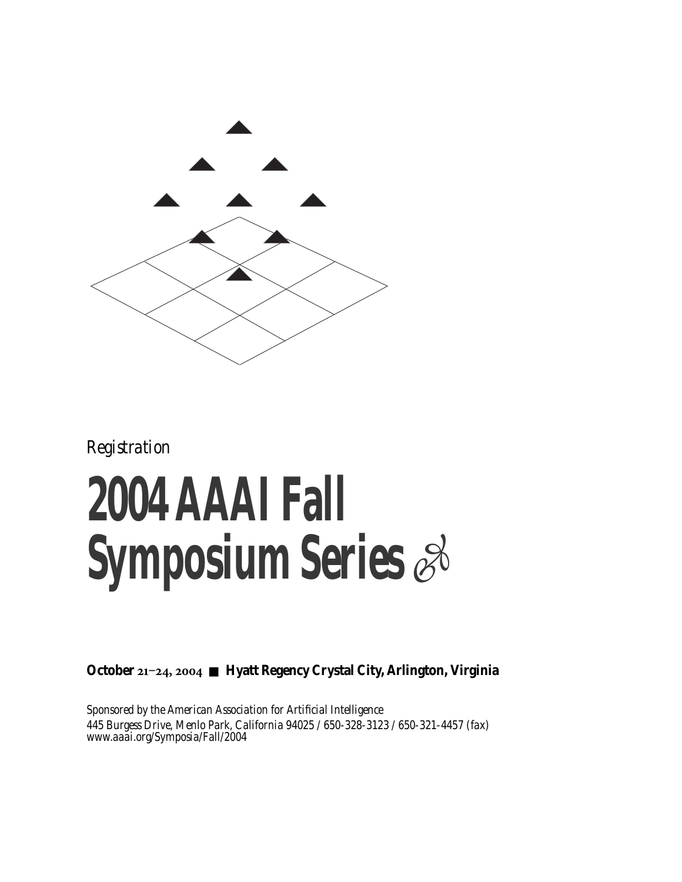*Registration*

# 2004 AAAI Fall Symposium Series

**October 21–24, 2004 ■ Hyatt Regency Crystal City, Arlington, Virginia**

*Sponsored by the American Association for Artificial Intelligence*
445 Burgess Drive, Menlo Park, California 94025 / 650-328-3123 / 650-321-4457 (fax)
www.aaai.org/Symposia/Fall/2004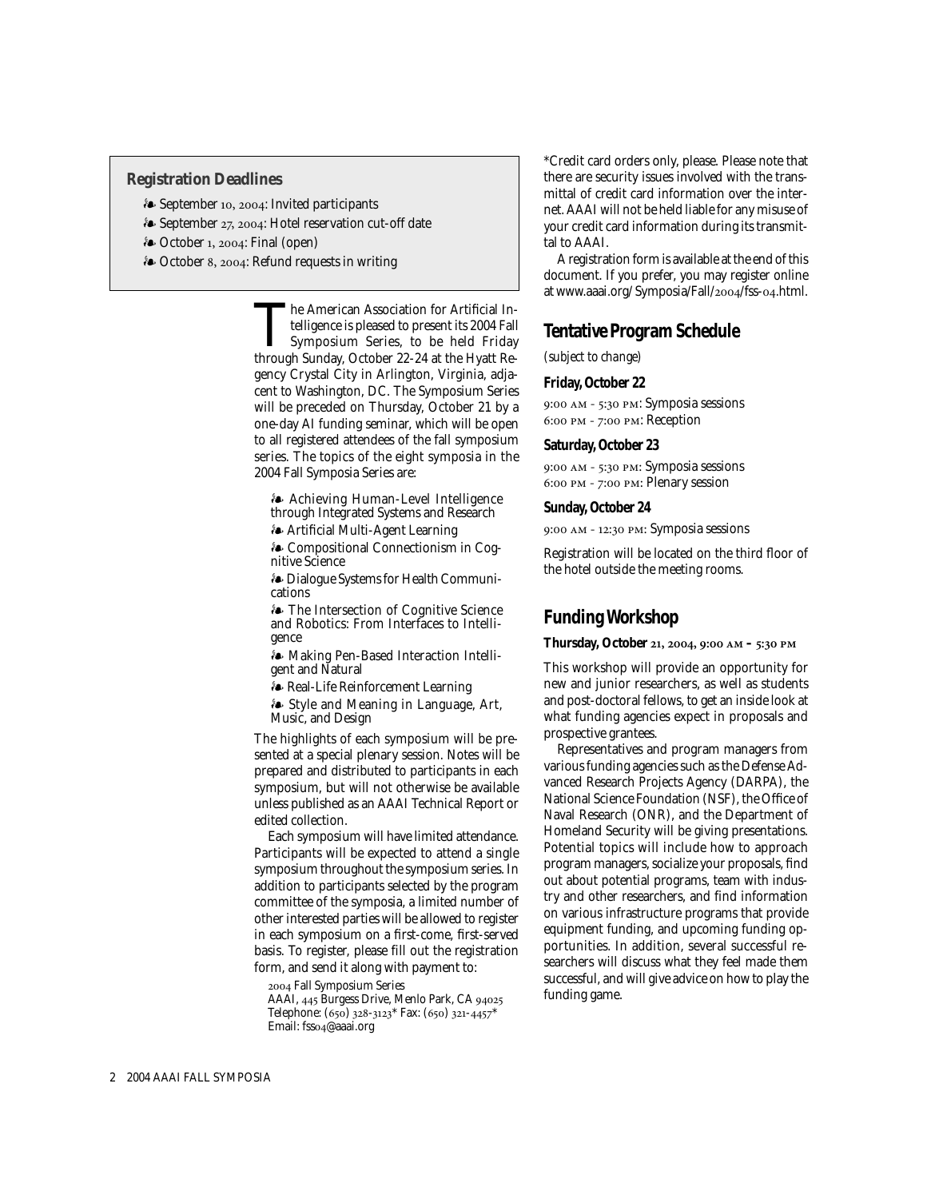## Registration Deadlines

- September 10, 2004: Invited participants
- September 27, 2004: Hotel reservation cut-off date
- October 1, 2004: Final (open)
- October 8, 2004: Refund requests in writing

The American Association for Artificial Intelligence is pleased to present its 2004 Fall Symposium Series, to be held Friday through Sunday, October 22-24 at the Hyatt Regency Crystal City in Arlington, Virginia, adjacent to Washington, DC. The Symposium Series will be preceded on Thursday, October 21 by a one-day AI funding seminar, which will be open to all registered attendees of the fall symposium series. The topics of the eight symposia in the 2004 Fall Symposia Series are:

- Achieving Human-Level Intelligence through Integrated Systems and Research
- Artificial Multi-Agent Learning
- Compositional Connectionism in Cognitive Science
- Dialogue Systems for Health Communications
- The Intersection of Cognitive Science and Robotics: From Interfaces to Intelligence
- Making Pen-Based Interaction Intelligent and Natural
- Real-Life Reinforcement Learning
- Style and Meaning in Language, Art, Music, and Design

The highlights of each symposium will be presented at a special plenary session. Notes will be prepared and distributed to participants in each symposium, but will not otherwise be available unless published as an AAAI Technical Report or edited collection.

Each symposium will have limited attendance. Participants will be expected to attend a single symposium throughout the symposium series. In addition to participants selected by the program committee of the symposia, a limited number of other interested parties will be allowed to register in each symposium on a first-come, first-served basis. To register, please fill out the registration form, and send it along with payment to:

2004 Fall Symposium Series
AAAI, 445 Burgess Drive, Menlo Park, CA 94025
Telephone: (650) 328-3123* Fax: (650) 321-4457*
Email: fss04@aaai.org

*Credit card orders only, please. Please note that there are security issues involved with the transmittal of credit card information over the internet. AAAI will not be held liable for any misuse of your credit card information during its transmittal to AAAI.

A registration form is available at the end of this document. If you prefer, you may register online at www.aaai.org/Symposia/Fall/2004/fss-04.html.

## Tentative Program Schedule

*(subject to change)*

### Friday, October 22

9:00 AM - 5:30 PM: Symposia sessions
6:00 PM - 7:00 PM: Reception

### Saturday, October 23

9:00 AM - 5:30 PM: Symposia sessions
6:00 PM - 7:00 PM: Plenary session

### Sunday, October 24

9:00 AM - 12:30 PM: Symposia sessions

Registration will be located on the third floor of the hotel outside the meeting rooms.

## Funding Workshop

**Thursday, October 21, 2004, 9:00 AM - 5:30 PM**

This workshop will provide an opportunity for new and junior researchers, as well as students and post-doctoral fellows, to get an inside look at what funding agencies expect in proposals and prospective grantees.

Representatives and program managers from various funding agencies such as the Defense Advanced Research Projects Agency (DARPA), the National Science Foundation (NSF), the Office of Naval Research (ONR), and the Department of Homeland Security will be giving presentations. Potential topics will include how to approach program managers, socialize your proposals, find out about potential programs, team with industry and other researchers, and find information on various infrastructure programs that provide equipment funding, and upcoming funding opportunities. In addition, several successful researchers will discuss what they feel made them successful, and will give advice on how to play the funding game.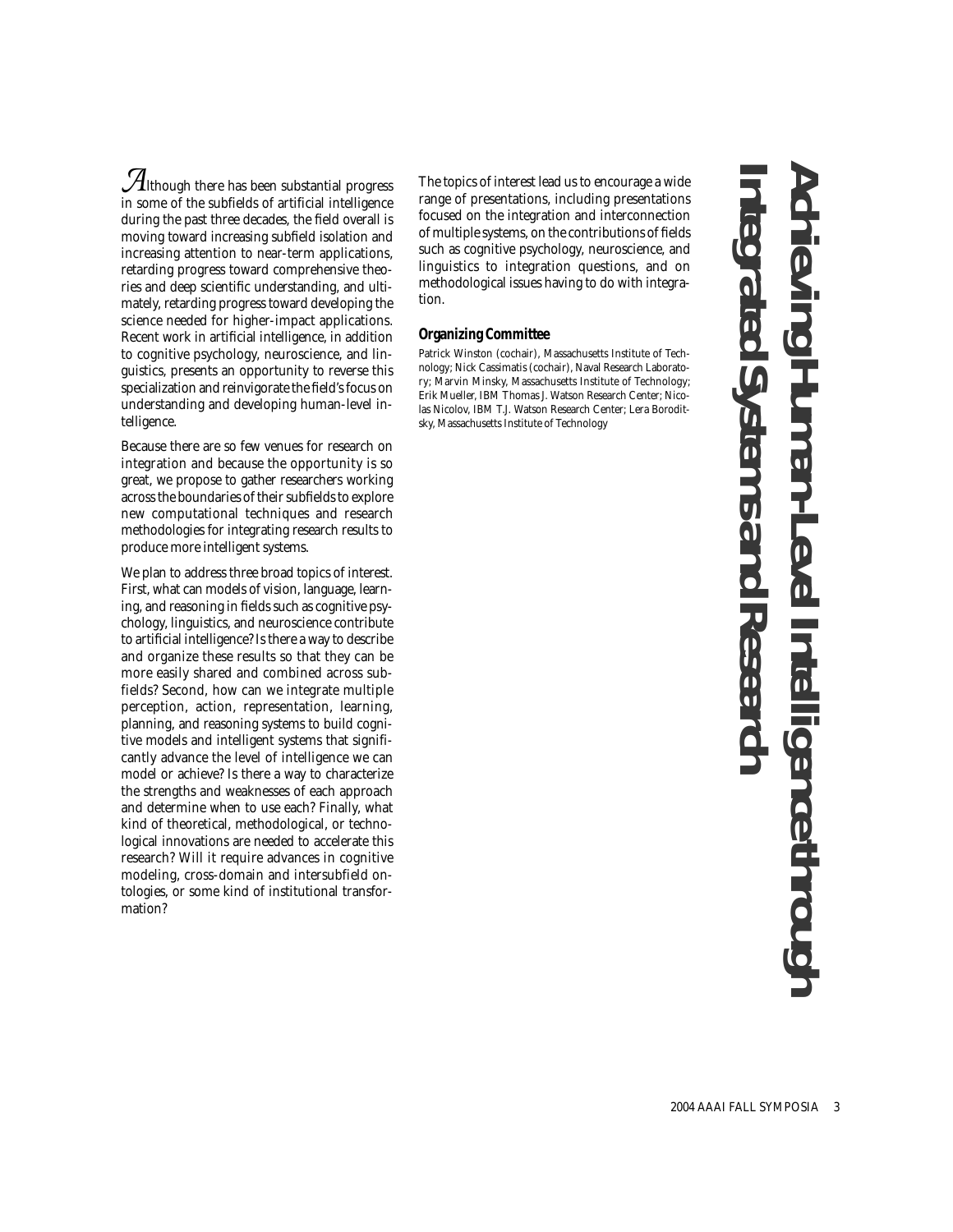# Achieving Human-Level Intelligence through Integrated Systems and Research

Although there has been substantial progress in some of the subfields of artificial intelligence during the past three decades, the field overall is moving toward increasing subfield isolation and increasing attention to near-term applications, retarding progress toward comprehensive theories and deep scientific understanding, and ultimately, retarding progress toward developing the science needed for higher-impact applications. Recent work in artificial intelligence, in addition to cognitive psychology, neuroscience, and linguistics, presents an opportunity to reverse this specialization and reinvigorate the field's focus on understanding and developing human-level intelligence.

Because there are so few venues for research on integration and because the opportunity is so great, we propose to gather researchers working across the boundaries of their subfields to explore new computational techniques and research methodologies for integrating research results to produce more intelligent systems.

We plan to address three broad topics of interest. First, what can models of vision, language, learning, and reasoning in fields such as cognitive psychology, linguistics, and neuroscience contribute to artificial intelligence? Is there a way to describe and organize these results so that they can be more easily shared and combined across subfields? Second, how can we integrate multiple perception, action, representation, learning, planning, and reasoning systems to build cognitive models and intelligent systems that significantly advance the level of intelligence we can model or achieve? Is there a way to characterize the strengths and weaknesses of each approach and determine when to use each? Finally, what kind of theoretical, methodological, or technological innovations are needed to accelerate this research? Will it require advances in cognitive modeling, cross-domain and intersubfield ontologies, or some kind of institutional transformation?

The topics of interest lead us to encourage a wide range of presentations, including presentations focused on the integration and interconnection of multiple systems, on the contributions of fields such as cognitive psychology, neuroscience, and linguistics to integration questions, and on methodological issues having to do with integration.

## Organizing Committee

Patrick Winston (cochair), Massachusetts Institute of Technology; Nick Cassimatis (cochair), Naval Research Laboratory; Marvin Minsky, Massachusetts Institute of Technology; Erik Mueller, IBM Thomas J. Watson Research Center; Nicolas Nicolov, IBM T.J. Watson Research Center; Lera Boroditsky, Massachusetts Institute of Technology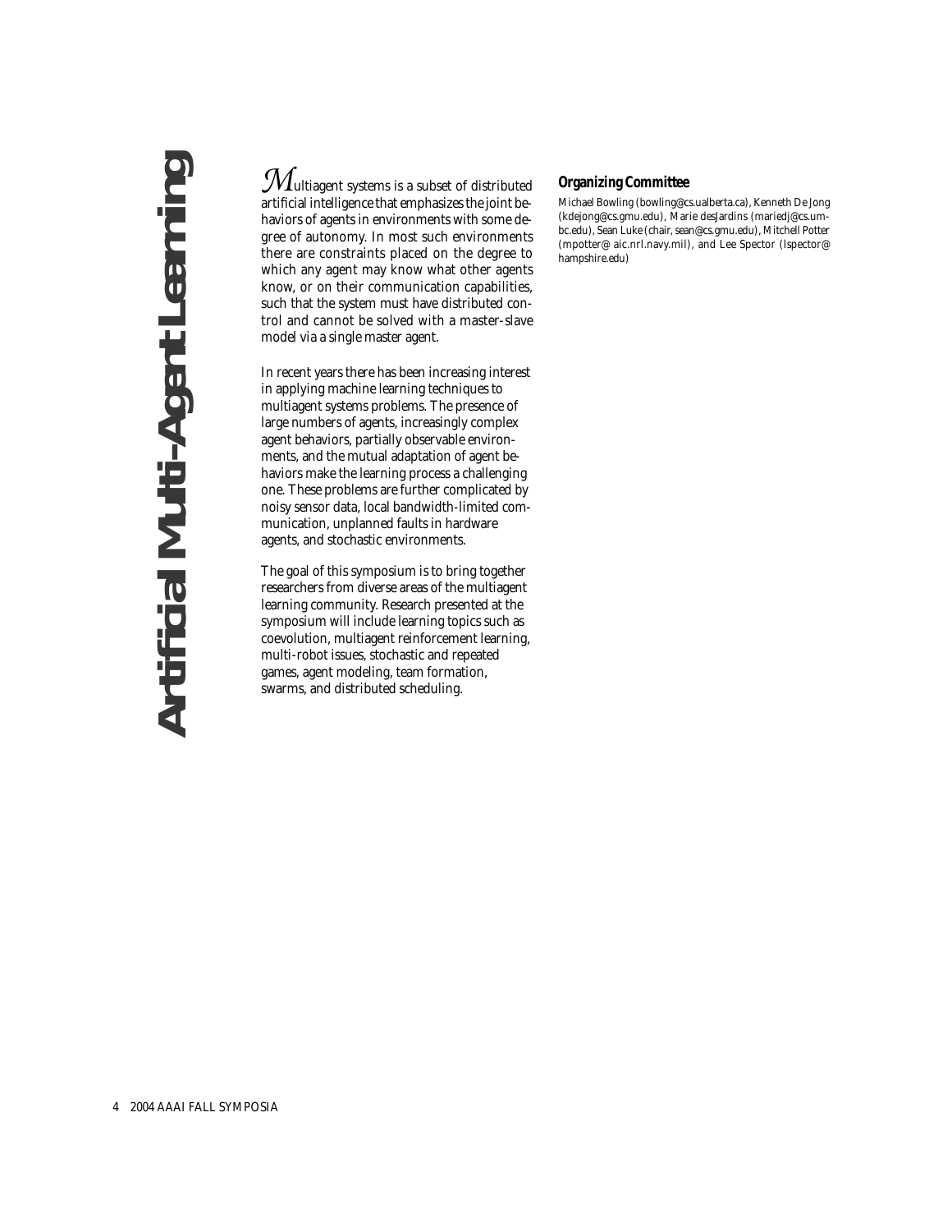# Artificial Multi-Agent Learning

Multiagent systems is a subset of distributed artificial intelligence that emphasizes the joint behaviors of agents in environments with some degree of autonomy. In most such environments there are constraints placed on the degree to which any agent may know what other agents know, or on their communication capabilities, such that the system must have distributed control and cannot be solved with a master-slave model via a single master agent.

In recent years there has been increasing interest in applying machine learning techniques to multiagent systems problems. The presence of large numbers of agents, increasingly complex agent behaviors, partially observable environments, and the mutual adaptation of agent behaviors make the learning process a challenging one. These problems are further complicated by noisy sensor data, local bandwidth-limited communication, unplanned faults in hardware agents, and stochastic environments.

The goal of this symposium is to bring together researchers from diverse areas of the multiagent learning community. Research presented at the symposium will include learning topics such as coevolution, multiagent reinforcement learning, multi-robot issues, stochastic and repeated games, agent modeling, team formation, swarms, and distributed scheduling.

### Organizing Committee

Michael Bowling (bowling@cs.ualberta.ca), Kenneth De Jong (kdejong@cs.gmu.edu), Marie desJardins (mariedj@cs.umbc.edu), Sean Luke (chair, sean@cs.gmu.edu), Mitchell Potter (mpotter@aic.nrl.navy.mil), and Lee Spector (lspector@hampshire.edu)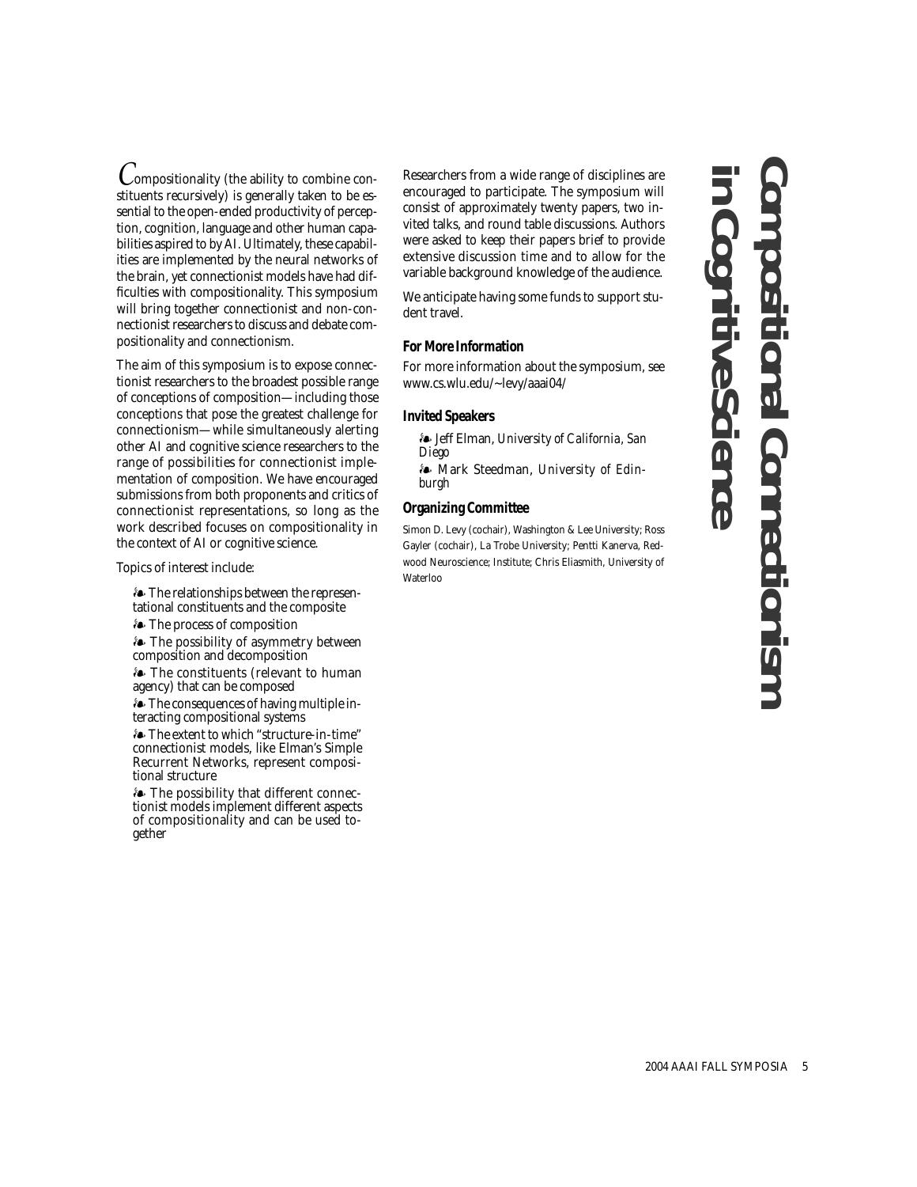# Compositional Connectionism in Cognitive Science

Compositionality (the ability to combine constituents recursively) is generally taken to be essential to the open-ended productivity of perception, cognition, language and other human capabilities aspired to by AI. Ultimately, these capabilities are implemented by the neural networks of the brain, yet connectionist models have had difficulties with compositionality. This symposium will bring together connectionist and non-connectionist researchers to discuss and debate compositionality and connectionism.

The aim of this symposium is to expose connectionist researchers to the broadest possible range of conceptions of composition—including those conceptions that pose the greatest challenge for connectionism—while simultaneously alerting other AI and cognitive science researchers to the range of possibilities for connectionist implementation of composition. We have encouraged submissions from both proponents and critics of connectionist representations, so long as the work described focuses on compositionality in the context of AI or cognitive science.

Topics of interest include:

- The relationships between the representational constituents and the composite
- The process of composition
- The possibility of asymmetry between composition and decomposition
- The constituents (relevant to human agency) that can be composed
- The consequences of having multiple interacting compositional systems
- The extent to which "structure-in-time" connectionist models, like Elman's Simple Recurrent Networks, represent compositional structure
- The possibility that different connectionist models implement different aspects of compositionality and can be used together

Researchers from a wide range of disciplines are encouraged to participate. The symposium will consist of approximately twenty papers, two invited talks, and round table discussions. Authors were asked to keep their papers brief to provide extensive discussion time and to allow for the variable background knowledge of the audience.

We anticipate having some funds to support student travel.

### For More Information

For more information about the symposium, see www.cs.wlu.edu/~levy/aaai04/

### Invited Speakers

- Jeff Elman, *University of California, San Diego*
- Mark Steedman, *University of Edinburgh*

### Organizing Committee

Simon D. Levy (cochair), Washington & Lee University; Ross Gayler (cochair), La Trobe University; Pentti Kanerva, Redwood Neuroscience; Institute; Chris Eliasmith, University of Waterloo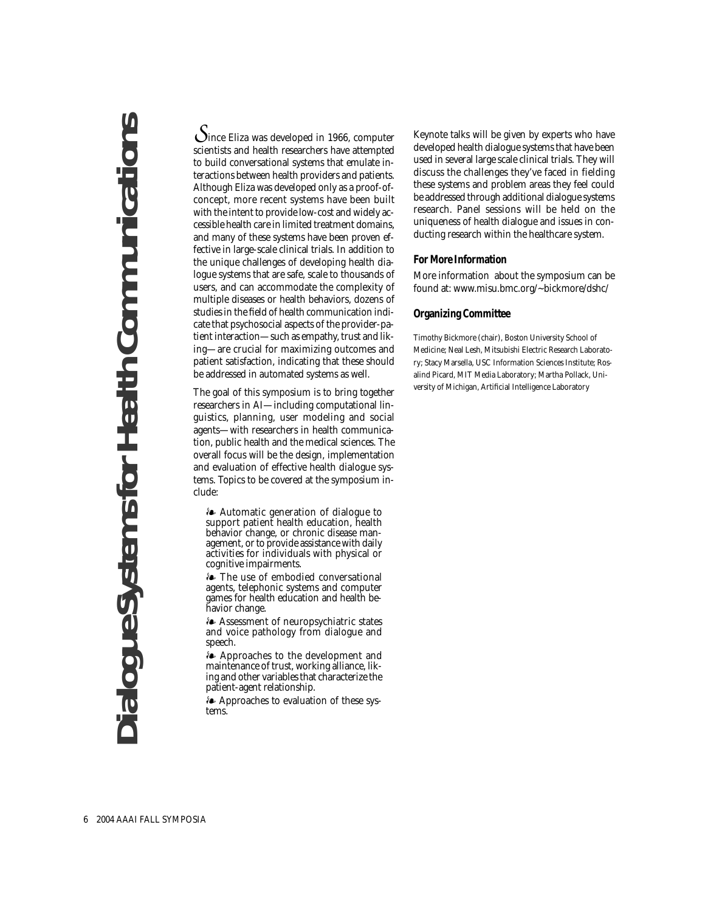# Dialogue Systems for Health Communications

Since Eliza was developed in 1966, computer scientists and health researchers have attempted to build conversational systems that emulate interactions between health providers and patients. Although Eliza was developed only as a proof-of-concept, more recent systems have been built with the intent to provide low-cost and widely accessible health care in limited treatment domains, and many of these systems have been proven effective in large-scale clinical trials. In addition to the unique challenges of developing health dialogue systems that are safe, scale to thousands of users, and can accommodate the complexity of multiple diseases or health behaviors, dozens of studies in the field of health communication indicate that psychosocial aspects of the provider-patient interaction—such as empathy, trust and liking—are crucial for maximizing outcomes and patient satisfaction, indicating that these should be addressed in automated systems as well.

The goal of this symposium is to bring together researchers in AI—including computational linguistics, planning, user modeling and social agents—with researchers in health communication, public health and the medical sciences. The overall focus will be the design, implementation and evaluation of effective health dialogue systems. Topics to be covered at the symposium include:

- Automatic generation of dialogue to support patient health education, health behavior change, or chronic disease management, or to provide assistance with daily activities for individuals with physical or cognitive impairments.
- The use of embodied conversational agents, telephonic systems and computer games for health education and health behavior change.
- Assessment of neuropsychiatric states and voice pathology from dialogue and speech.
- Approaches to the development and maintenance of trust, working alliance, liking and other variables that characterize the patient-agent relationship.
- Approaches to evaluation of these systems.

Keynote talks will be given by experts who have developed health dialogue systems that have been used in several large scale clinical trials. They will discuss the challenges they've faced in fielding these systems and problem areas they feel could be addressed through additional dialogue systems research. Panel sessions will be held on the uniqueness of health dialogue and issues in conducting research within the healthcare system.

### For More Information

More information about the symposium can be found at: www.misu.bmc.org/~bickmore/dshc/

### Organizing Committee

Timothy Bickmore (chair), Boston University School of Medicine; Neal Lesh, Mitsubishi Electric Research Laboratory; Stacy Marsella, USC Information Sciences Institute; Rosalind Picard, MIT Media Laboratory; Martha Pollack, University of Michigan, Artificial Intelligence Laboratory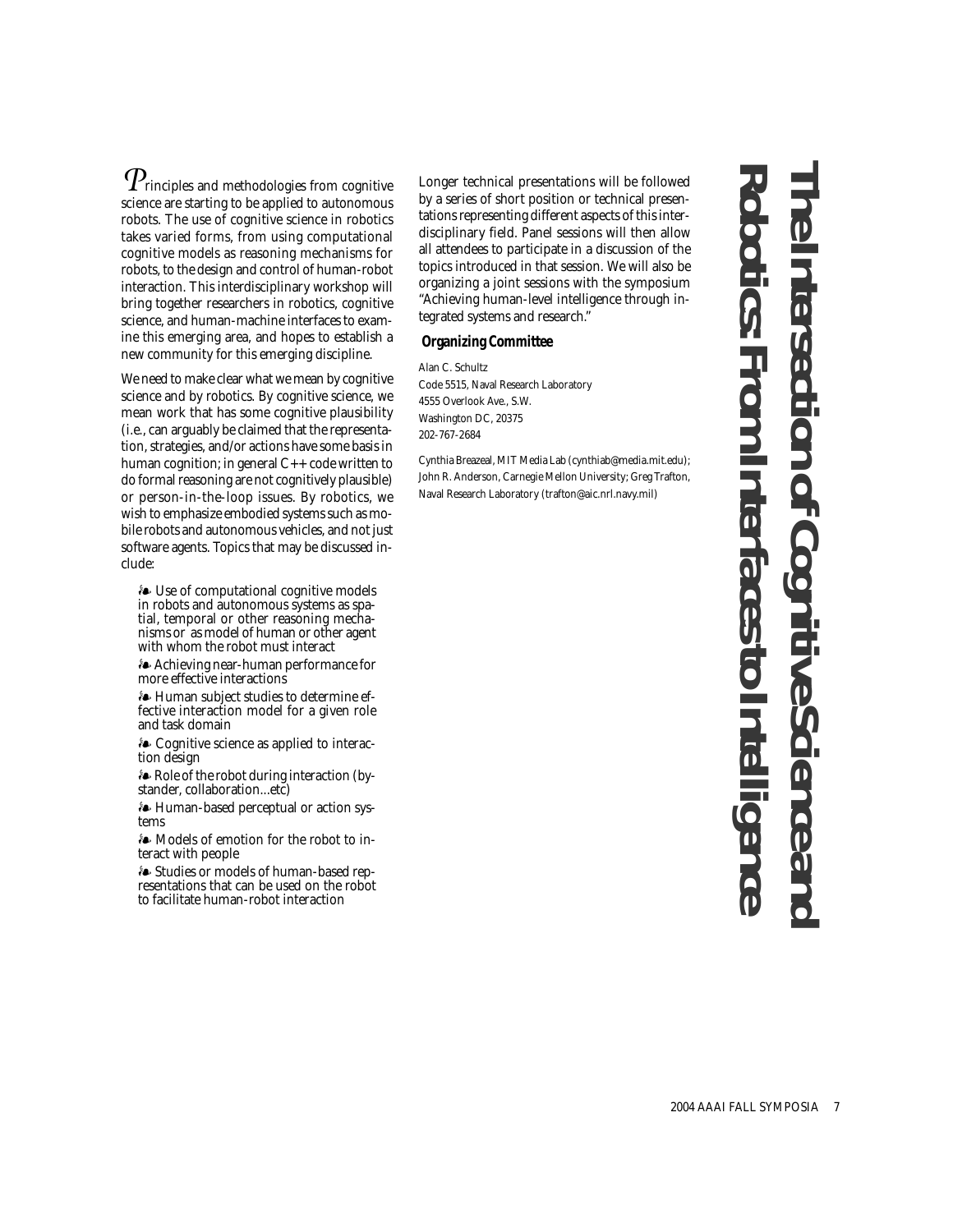# The Intersection of Cognitive Science and Robotics: From Interfaces to Intelligence

Principles and methodologies from cognitive science are starting to be applied to autonomous robots. The use of cognitive science in robotics takes varied forms, from using computational cognitive models as reasoning mechanisms for robots, to the design and control of human-robot interaction. This interdisciplinary workshop will bring together researchers in robotics, cognitive science, and human-machine interfaces to examine this emerging area, and hopes to establish a new community for this emerging discipline.

We need to make clear what we mean by cognitive science and by robotics. By cognitive science, we mean work that has some cognitive plausibility (i.e., can arguably be claimed that the representation, strategies, and/or actions have some basis in human cognition; in general C++ code written to do formal reasoning are not cognitively plausible) or person-in-the-loop issues. By robotics, we wish to emphasize embodied systems such as mobile robots and autonomous vehicles, and not just software agents. Topics that may be discussed include:

- Use of computational cognitive models in robots and autonomous systems as spatial, temporal or other reasoning mechanisms or as model of human or other agent with whom the robot must interact
- Achieving near-human performance for more effective interactions
- Human subject studies to determine effective interaction model for a given role and task domain
- Cognitive science as applied to interaction design
- Role of the robot during interaction (bystander, collaboration...etc)
- Human-based perceptual or action systems
- Models of emotion for the robot to interact with people
- Studies or models of human-based representations that can be used on the robot to facilitate human-robot interaction

Longer technical presentations will be followed by a series of short position or technical presentations representing different aspects of this interdisciplinary field. Panel sessions will then allow all attendees to participate in a discussion of the topics introduced in that session. We will also be organizing a joint sessions with the symposium "Achieving human-level intelligence through integrated systems and research."

## Organizing Committee

Alan C. Schultz
Code 5515, Naval Research Laboratory
4555 Overlook Ave., S.W.
Washington DC, 20375
202-767-2684

Cynthia Breazeal, MIT Media Lab (cynthiab@media.mit.edu); John R. Anderson, Carnegie Mellon University; Greg Trafton, Naval Research Laboratory (trafton@aic.nrl.navy.mil)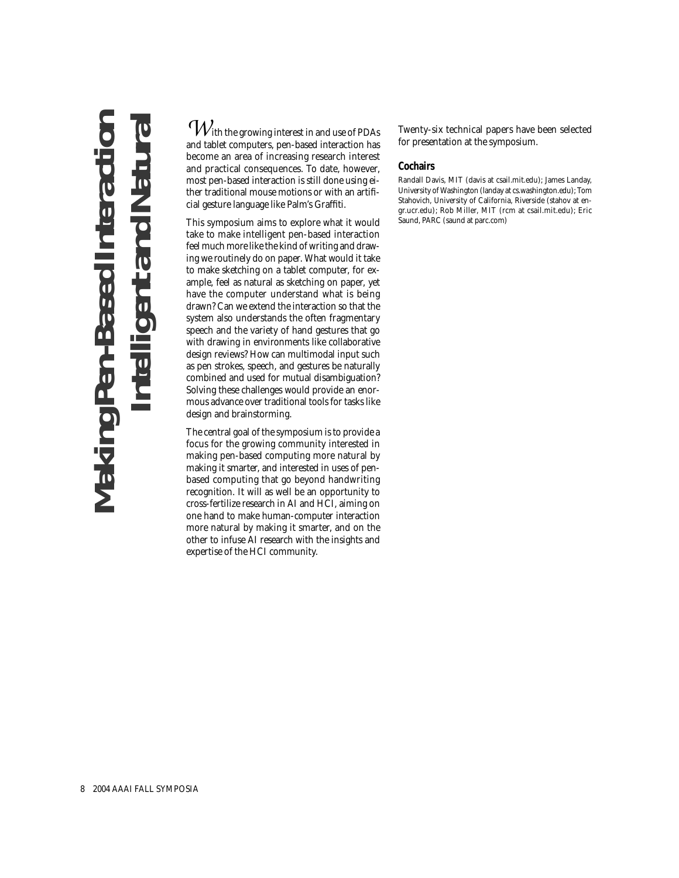# Making Pen-Based Interaction Intelligent and Natural

With the growing interest in and use of PDAs and tablet computers, pen-based interaction has become an area of increasing research interest and practical consequences. To date, however, most pen-based interaction is still done using either traditional mouse motions or with an artificial gesture language like Palm's Graffiti.

This symposium aims to explore what it would take to make intelligent pen-based interaction feel much more like the kind of writing and drawing we routinely do on paper. What would it take to make sketching on a tablet computer, for example, feel as natural as sketching on paper, yet have the computer understand what is being drawn? Can we extend the interaction so that the system also understands the often fragmentary speech and the variety of hand gestures that go with drawing in environments like collaborative design reviews? How can multimodal input such as pen strokes, speech, and gestures be naturally combined and used for mutual disambiguation? Solving these challenges would provide an enormous advance over traditional tools for tasks like design and brainstorming.

The central goal of the symposium is to provide a focus for the growing community interested in making pen-based computing more natural by making it smarter, and interested in uses of pen-based computing that go beyond handwriting recognition. It will as well be an opportunity to cross-fertilize research in AI and HCI, aiming on one hand to make human-computer interaction more natural by making it smarter, and on the other to infuse AI research with the insights and expertise of the HCI community.

Twenty-six technical papers have been selected for presentation at the symposium.

### Cochairs

Randall Davis, MIT (davis at csail.mit.edu); James Landay, University of Washington (landay at cs.washington.edu); Tom Stahovich, University of California, Riverside (stahov at engr.ucr.edu); Rob Miller, MIT (rcm at csail.mit.edu); Eric Saund, PARC (saund at parc.com)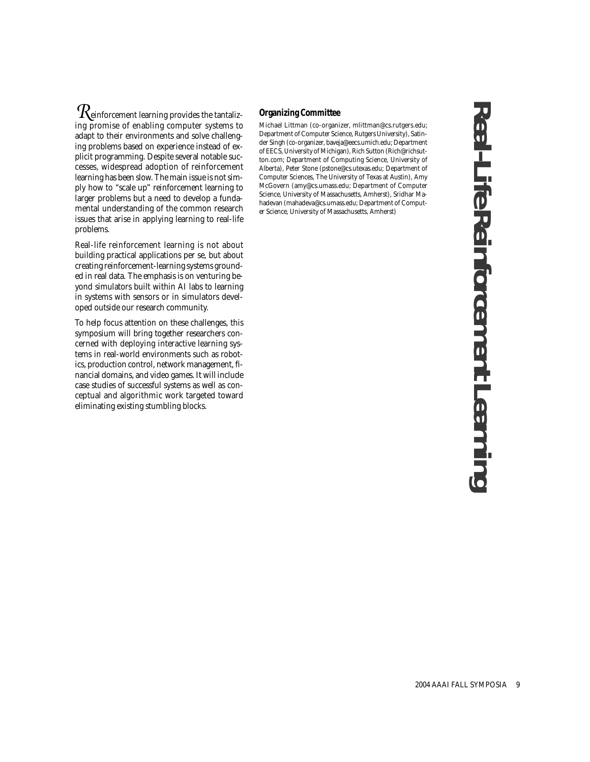# Real-Life Reinforcement Learning

Reinforcement learning provides the tantalizing promise of enabling computer systems to adapt to their environments and solve challenging problems based on experience instead of explicit programming. Despite several notable successes, widespread adoption of reinforcement learning has been slow. The main issue is not simply how to "scale up" reinforcement learning to larger problems but a need to develop a fundamental understanding of the common research issues that arise in applying learning to real-life problems.

Real-life reinforcement learning is not about building practical applications per se, but about creating reinforcement-learning systems grounded in real data. The emphasis is on venturing beyond simulators built within AI labs to learning in systems with sensors or in simulators developed outside our research community.

To help focus attention on these challenges, this symposium will bring together researchers concerned with deploying interactive learning systems in real-world environments such as robotics, production control, network management, financial domains, and video games. It will include case studies of successful systems as well as conceptual and algorithmic work targeted toward eliminating existing stumbling blocks.

## Organizing Committee

Michael Littman (co-organizer, mlittman@cs.rutgers.edu; Department of Computer Science, Rutgers University), Satinder Singh (co-organizer, baveja@eecs.umich.edu; Department of EECS, University of Michigan), Rich Sutton (Rich@richsutton.com; Department of Computing Science, University of Alberta), Peter Stone (pstone@cs.utexas.edu; Department of Computer Sciences, The University of Texas at Austin), Amy McGovern (amy@cs.umass.edu; Department of Computer Science, University of Massachusetts, Amherst), Sridhar Mahadevan (mahadeva@cs.umass.edu; Department of Computer Science, University of Massachusetts, Amherst)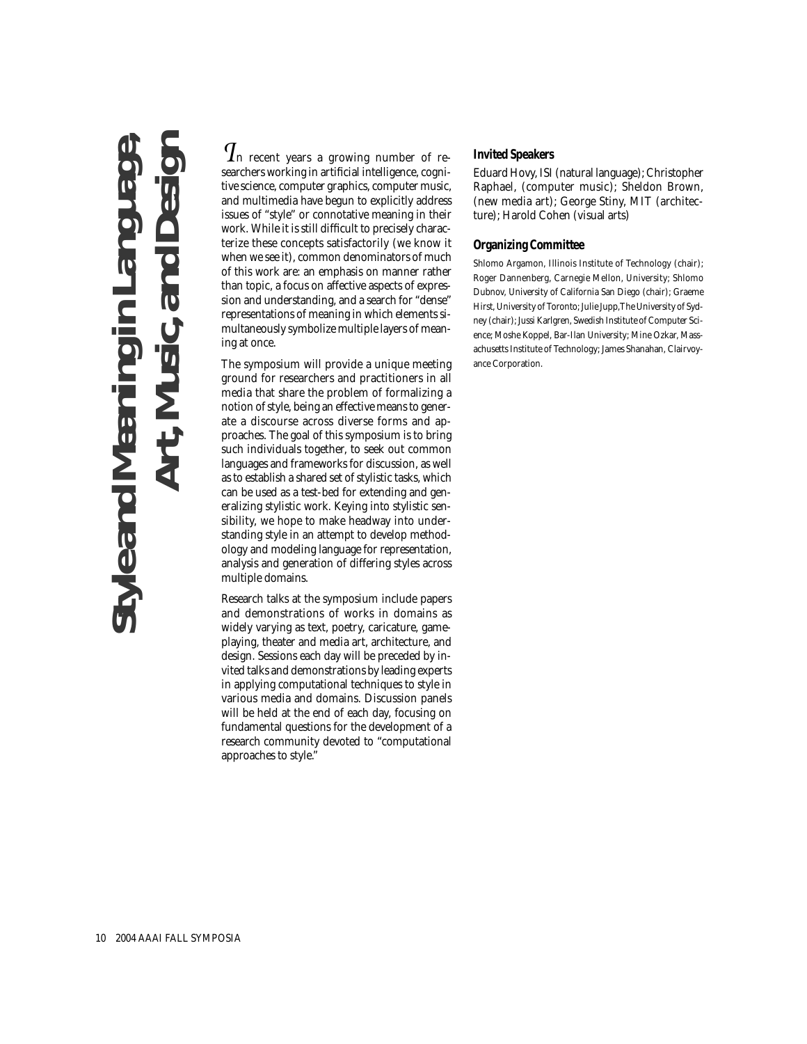# Style and Meaning in Language, Art, Music, and Design

In recent years a growing number of researchers working in artificial intelligence, cognitive science, computer graphics, computer music, and multimedia have begun to explicitly address issues of "style" or connotative meaning in their work. While it is still difficult to precisely characterize these concepts satisfactorily (we know it when we see it), common denominators of much of this work are: an emphasis on manner rather than topic, a focus on affective aspects of expression and understanding, and a search for "dense" representations of meaning in which elements simultaneously symbolize multiple layers of meaning at once.

The symposium will provide a unique meeting ground for researchers and practitioners in all media that share the problem of formalizing a notion of style, being an effective means to generate a discourse across diverse forms and approaches. The goal of this symposium is to bring such individuals together, to seek out common languages and frameworks for discussion, as well as to establish a shared set of stylistic tasks, which can be used as a test-bed for extending and generalizing stylistic work. Keying into stylistic sensibility, we hope to make headway into understanding style in an attempt to develop methodology and modeling language for representation, analysis and generation of differing styles across multiple domains.

Research talks at the symposium include papers and demonstrations of works in domains as widely varying as text, poetry, caricature, game-playing, theater and media art, architecture, and design. Sessions each day will be preceded by invited talks and demonstrations by leading experts in applying computational techniques to style in various media and domains. Discussion panels will be held at the end of each day, focusing on fundamental questions for the development of a research community devoted to "computational approaches to style."

### Invited Speakers

Eduard Hovy, ISI (natural language); Christopher Raphael, (computer music); Sheldon Brown, (new media art); George Stiny, MIT (architecture); Harold Cohen (visual arts)

### Organizing Committee

Shlomo Argamon, Illinois Institute of Technology (chair); Roger Dannenberg, Carnegie Mellon, University; Shlomo Dubnov, University of California San Diego (chair); Graeme Hirst, University of Toronto; Julie Jupp, The University of Sydney (chair); Jussi Karlgren, Swedish Institute of Computer Science; Moshe Koppel, Bar-Ilan University; Mine Ozkar, Massachusetts Institute of Technology; James Shanahan, Clairvoyance Corporation.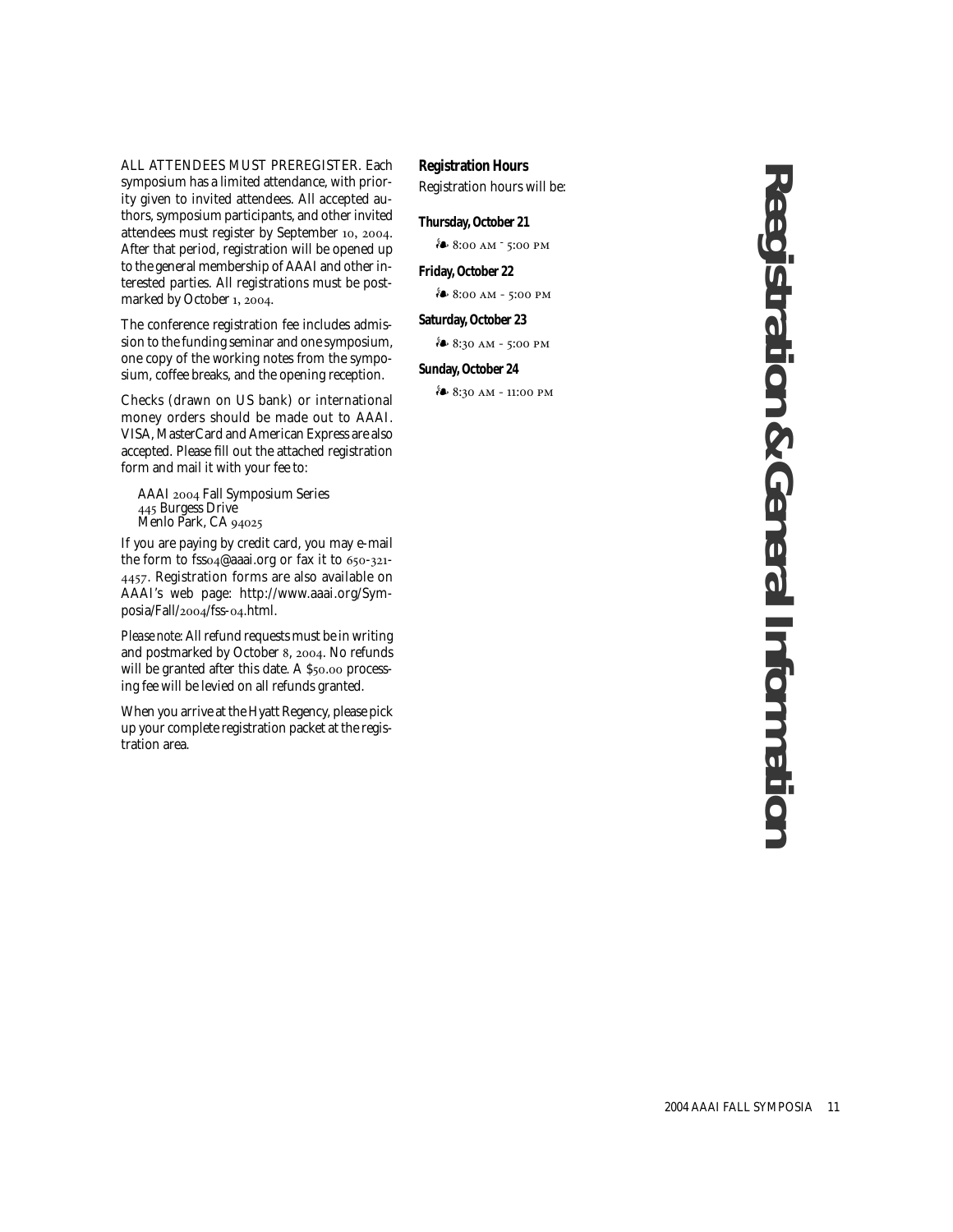# Registration & General Information

ALL ATTENDEES MUST PREREGISTER. Each symposium has a limited attendance, with priority given to invited attendees. All accepted authors, symposium participants, and other invited attendees must register by September 10, 2004. After that period, registration will be opened up to the general membership of AAAI and other interested parties. All registrations must be postmarked by October 1, 2004.

The conference registration fee includes admission to the funding seminar and one symposium, one copy of the working notes from the symposium, coffee breaks, and the opening reception.

Checks (drawn on US bank) or international money orders should be made out to AAAI. VISA, MasterCard and American Express are also accepted. Please fill out the attached registration form and mail it with your fee to:

AAAI 2004 Fall Symposium Series
445 Burgess Drive
Menlo Park, CA 94025

If you are paying by credit card, you may e-mail the form to fss04@aaai.org or fax it to 650-321-4457. Registration forms are also available on AAAI's web page: http://www.aaai.org/Symposia/Fall/2004/fss-04.html.

*Please note:* All refund requests must be in writing and postmarked by October 8, 2004. No refunds will be granted after this date. A $50.00 processing fee will be levied on all refunds granted.

When you arrive at the Hyatt Regency, please pick up your complete registration packet at the registration area.

## Registration Hours

Registration hours will be:

**Thursday, October 21**

❧ 8:00 AM - 5:00 PM

**Friday, October 22**

❧ 8:00 AM - 5:00 PM

**Saturday, October 23**

❧ 8:30 AM - 5:00 PM

**Sunday, October 24**

❧ 8:30 AM - 11:00 PM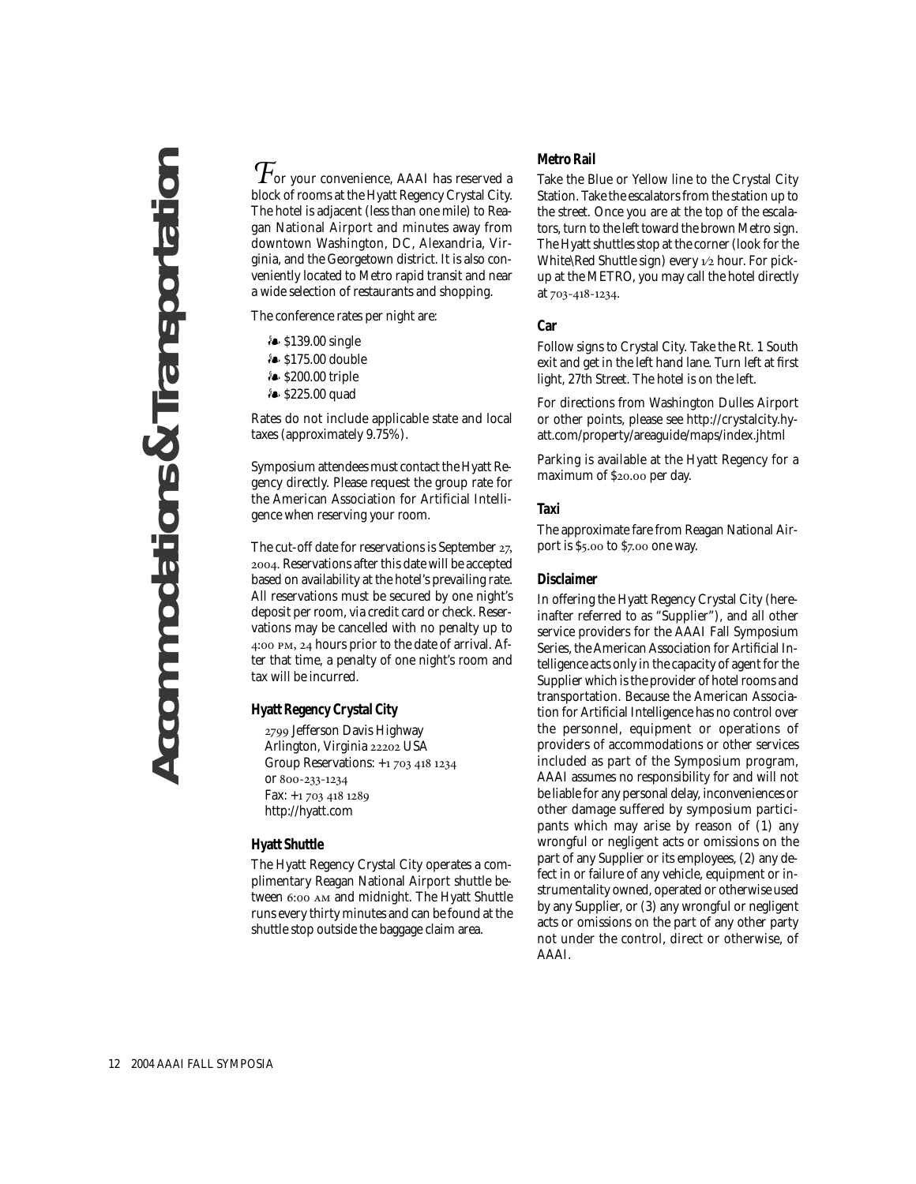# Accommodations & Transportation

For your convenience, AAAI has reserved a block of rooms at the Hyatt Regency Crystal City. The hotel is adjacent (less than one mile) to Reagan National Airport and minutes away from downtown Washington, DC, Alexandria, Virginia, and the Georgetown district. It is also conveniently located to Metro rapid transit and near a wide selection of restaurants and shopping.

The conference rates per night are:

- $139.00 single
- $175.00 double
- $200.00 triple
- $225.00 quad

Rates do not include applicable state and local taxes (approximately 9.75%).

Symposium attendees must contact the Hyatt Regency directly. Please request the group rate for the American Association for Artificial Intelligence when reserving your room.

The cut-off date for reservations is September 27, 2004. Reservations after this date will be accepted based on availability at the hotel's prevailing rate. All reservations must be secured by one night's deposit per room, via credit card or check. Reservations may be cancelled with no penalty up to 4:00 PM, 24 hours prior to the date of arrival. After that time, a penalty of one night's room and tax will be incurred.

### Hyatt Regency Crystal City

2799 Jefferson Davis Highway
Arlington, Virginia 22202 USA
Group Reservations: +1 703 418 1234
or 800-233-1234
Fax: +1 703 418 1289
http://hyatt.com

### Hyatt Shuttle

The Hyatt Regency Crystal City operates a complimentary Reagan National Airport shuttle between 6:00 AM and midnight. The Hyatt Shuttle runs every thirty minutes and can be found at the shuttle stop outside the baggage claim area.

### Metro Rail

Take the Blue or Yellow line to the Crystal City Station. Take the escalators from the station up to the street. Once you are at the top of the escalators, turn to the left toward the brown Metro sign. The Hyatt shuttles stop at the corner (look for the White\Red Shuttle sign) every 1/2 hour. For pickup at the METRO, you may call the hotel directly at 703-418-1234.

### Car

Follow signs to Crystal City. Take the Rt. 1 South exit and get in the left hand lane. Turn left at first light, 27th Street. The hotel is on the left.

For directions from Washington Dulles Airport or other points, please see http://crystalcity.hyatt.com/property/areaguide/maps/index.jhtml

Parking is available at the Hyatt Regency for a maximum of $20.00 per day.

### Taxi

The approximate fare from Reagan National Airport is $5.00 to $7.00 one way.

### Disclaimer

In offering the Hyatt Regency Crystal City (hereinafter referred to as "Supplier"), and all other service providers for the AAAI Fall Symposium Series, the American Association for Artificial Intelligence acts only in the capacity of agent for the Supplier which is the provider of hotel rooms and transportation. Because the American Association for Artificial Intelligence has no control over the personnel, equipment or operations of providers of accommodations or other services included as part of the Symposium program, AAAI assumes no responsibility for and will not be liable for any personal delay, inconveniences or other damage suffered by symposium participants which may arise by reason of (1) any wrongful or negligent acts or omissions on the part of any Supplier or its employees, (2) any defect in or failure of any vehicle, equipment or instrumentality owned, operated or otherwise used by any Supplier, or (3) any wrongful or negligent acts or omissions on the part of any other party not under the control, direct or otherwise, of AAAI.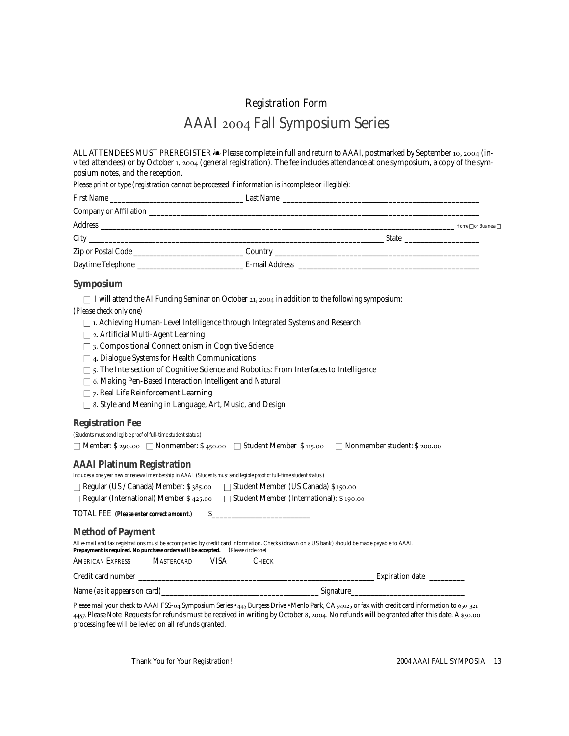*Registration Form*

# AAAI 2004 Fall Symposium Series

ALL ATTENDEES MUST PREREGISTER ❧ Please complete in full and return to AAAI, postmarked by September 10, 2004 (invited attendees) or by October 1, 2004 (general registration). The fee includes attendance at one symposium, a copy of the symposium notes, and the reception.

*Please print or type (registration cannot be processed if information is incomplete or illegible):*

First Name ______________________________ Last Name ______________________________________________

Company or Affiliation ________________________________________________________________________

Address _____________________________________________________________________________ Home ☐ or Business ☐

City ______________________________________________________________________ State ________________

Zip or Postal Code ________________________ Country ______________________________________________

Daytime Telephone ________________________ E-mail Address ________________________________________

## Symposium

☐ I will attend the AI Funding Seminar on October 21, 2004 in addition to the following symposium:

*(Please check only one)*

☐ 1. Achieving Human-Level Intelligence through Integrated Systems and Research
☐ 2. Artificial Multi-Agent Learning
☐ 3. Compositional Connectionism in Cognitive Science
☐ 4. Dialogue Systems for Health Communications
☐ 5. The Intersection of Cognitive Science and Robotics: From Interfaces to Intelligence
☐ 6. Making Pen-Based Interaction Intelligent and Natural
☐ 7. Real Life Reinforcement Learning
☐ 8. Style and Meaning in Language, Art, Music, and Design

## Registration Fee

*(Students must send legible proof of full-time student status.)*

☐ Member: $ 290.00 ☐ Nonmember: $ 450.00 ☐ Student Member $ 115.00 ☐ Nonmember student: $ 200.00

## AAAI Platinum Registration

*Includes a one year new or renewal membership in AAAI. (Students must send legible proof of full-time student status.)*

☐ Regular (US / Canada) Member: $ 385.00 ☐ Student Member (US Canada) $ 150.00
☐ Regular (International) Member $ 425.00 ☐ Student Member (International): $ 190.00

TOTAL FEE **(Please enter correct amount.)** $________________________

## Method of Payment

All e-mail and fax registrations must be accompanied by credit card information. Checks (drawn on a US bank) should be made payable to AAAI.
**Prepayment is required. No purchase orders will be accepted.** *(Please circle one)*

AMERICAN EXPRESS MASTERCARD VISA CHECK

Credit card number ____________________________________________________________ Expiration date ________

Name *(as it appears on card)*________________________________________ Signature___________________________

Please mail your check to AAAI FSS-04 Symposium Series • 445 Burgess Drive • Menlo Park, CA 94025 or fax with credit card information to 650-321-4457. Please Note: Requests for refunds must be received in writing by October 8, 2004. No refunds will be granted after this date. A $50.00 processing fee will be levied on all refunds granted.

Thank You for Your Registration!